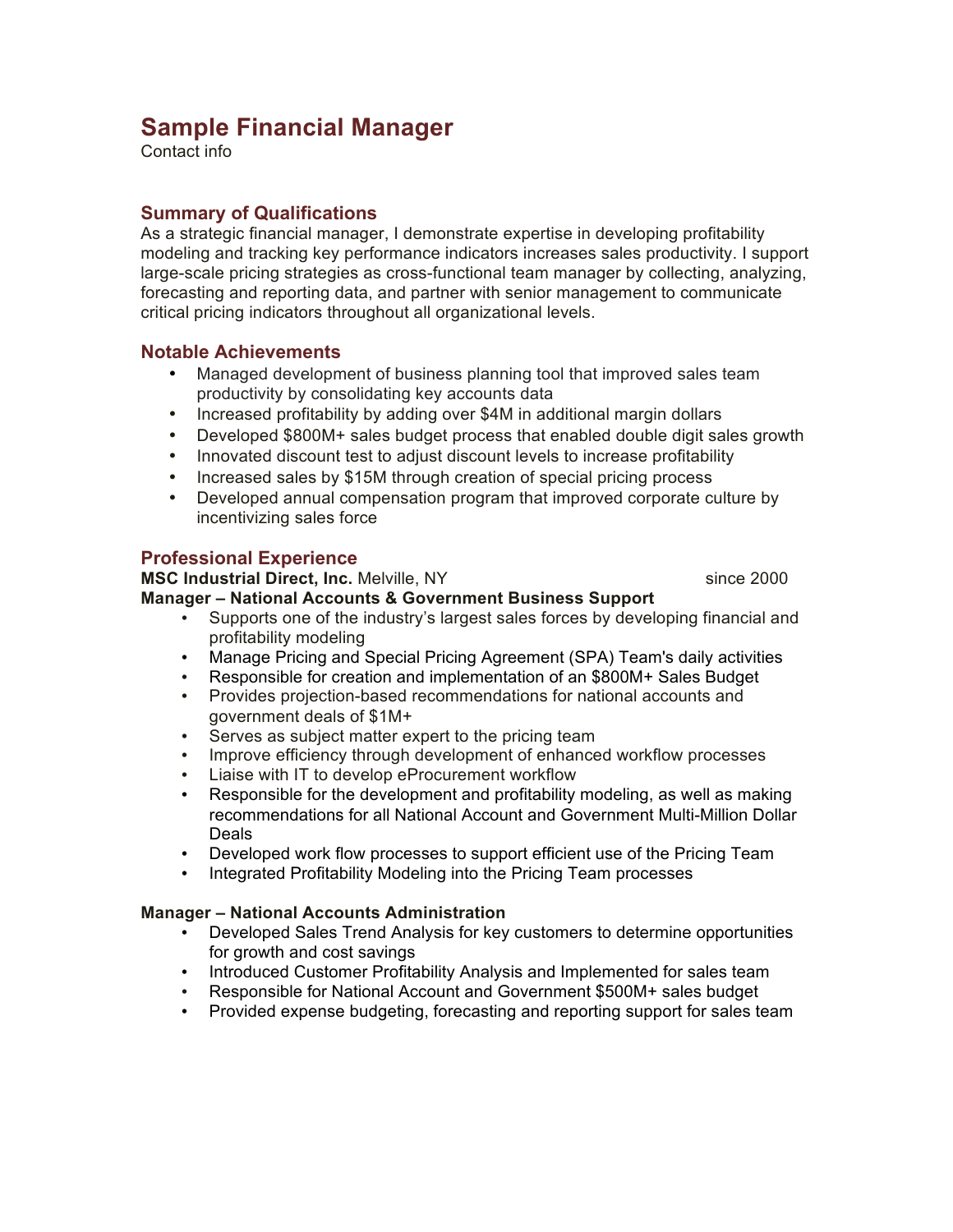# Sample Financial Manager

Contact info

## Summary of Qualifications

As a strategic financial manager, I demonstrate expertise in developing profitability modeling and tracking key performance indicators increases sales productivity. I support large-scale pricing strategies as cross-functional team manager by collecting, analyzing, forecasting and reporting data, and partner with senior management to communicate critical pricing indicators throughout all organizational levels.

## Notable Achievements

- Managed development of business planning tool that improved sales team productivity by consolidating key accounts data
- Increased profitability by adding over $4M in additional margin dollars
- Developed $800M+ sales budget process that enabled double digit sales growth
- Innovated discount test to adjust discount levels to increase profitability
- Increased sales by $15M through creation of special pricing process
- Developed annual compensation program that improved corporate culture by incentivizing sales force

## Professional Experience

**MSC Industrial Direct, Inc.** Melville, NY since 2000

**Manager – National Accounts & Government Business Support**

- Supports one of the industry's largest sales forces by developing financial and profitability modeling
- Manage Pricing and Special Pricing Agreement (SPA) Team's daily activities
- Responsible for creation and implementation of an $800M+ Sales Budget
- Provides projection-based recommendations for national accounts and government deals of $1M+
- Serves as subject matter expert to the pricing team
- Improve efficiency through development of enhanced workflow processes
- Liaise with IT to develop eProcurement workflow
- Responsible for the development and profitability modeling, as well as making recommendations for all National Account and Government Multi-Million Dollar Deals
- Developed work flow processes to support efficient use of the Pricing Team
- Integrated Profitability Modeling into the Pricing Team processes

**Manager – National Accounts Administration**

- Developed Sales Trend Analysis for key customers to determine opportunities for growth and cost savings
- Introduced Customer Profitability Analysis and Implemented for sales team
- Responsible for National Account and Government $500M+ sales budget
- Provided expense budgeting, forecasting and reporting support for sales team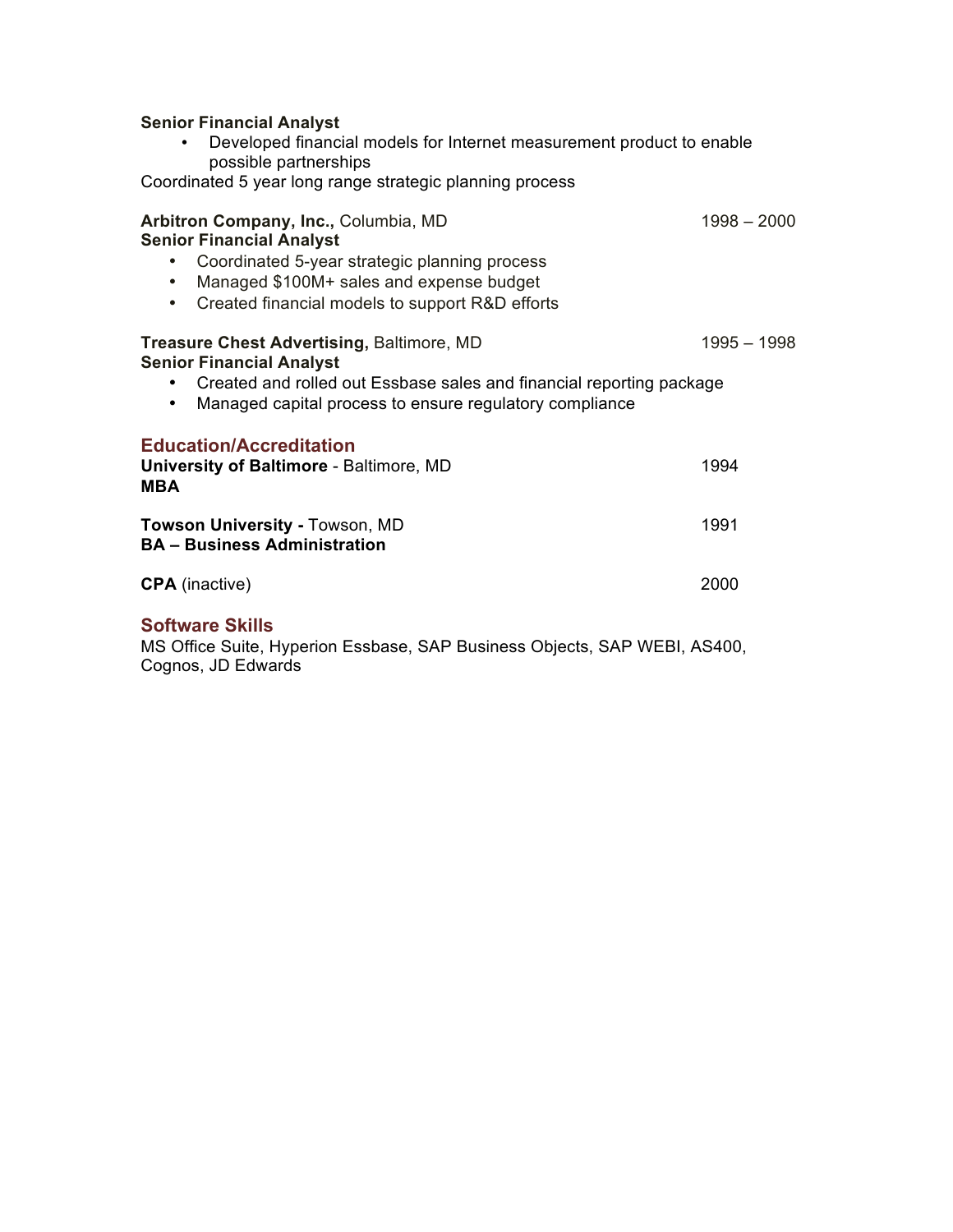**Senior Financial Analyst**

- Developed financial models for Internet measurement product to enable possible partnerships

Coordinated 5 year long range strategic planning process

**Arbitron Company, Inc.,** Columbia, MD 1998 – 2000
**Senior Financial Analyst**

- Coordinated 5-year strategic planning process
- Managed $100M+ sales and expense budget
- Created financial models to support R&D efforts

**Treasure Chest Advertising,** Baltimore, MD 1995 – 1998
**Senior Financial Analyst**

- Created and rolled out Essbase sales and financial reporting package
- Managed capital process to ensure regulatory compliance

## Education/Accreditation

**University of Baltimore** - Baltimore, MD 1994
**MBA**

**Towson University -** Towson, MD 1991
**BA – Business Administration**

**CPA** (inactive) 2000

## Software Skills

MS Office Suite, Hyperion Essbase, SAP Business Objects, SAP WEBI, AS400, Cognos, JD Edwards